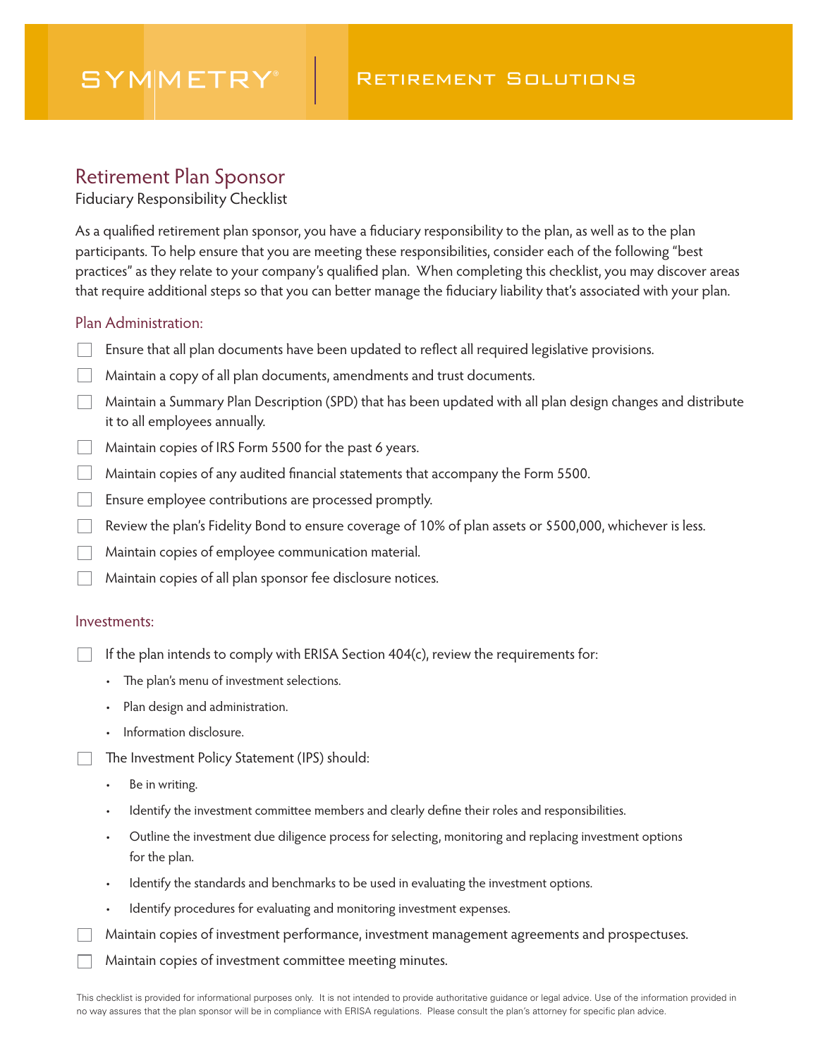SYMMETRY® | Retirement Solutions

# Retirement Plan Sponsor

Fiduciary Responsibility Checklist

As a qualified retirement plan sponsor, you have a fiduciary responsibility to the plan, as well as to the plan participants. To help ensure that you are meeting these responsibilities, consider each of the following "best practices" as they relate to your company's qualified plan. When completing this checklist, you may discover areas that require additional steps so that you can better manage the fiduciary liability that's associated with your plan.

## Plan Administration:

- [ ] Ensure that all plan documents have been updated to reflect all required legislative provisions.
- [ ] Maintain a copy of all plan documents, amendments and trust documents.
- [ ] Maintain a Summary Plan Description (SPD) that has been updated with all plan design changes and distribute it to all employees annually.
- [ ] Maintain copies of IRS Form 5500 for the past 6 years.
- [ ] Maintain copies of any audited financial statements that accompany the Form 5500.
- [ ] Ensure employee contributions are processed promptly.
- [ ] Review the plan's Fidelity Bond to ensure coverage of 10% of plan assets or $500,000, whichever is less.
- [ ] Maintain copies of employee communication material.
- [ ] Maintain copies of all plan sponsor fee disclosure notices.

## Investments:

- [ ] If the plan intends to comply with ERISA Section 404(c), review the requirements for:
  - The plan's menu of investment selections.
  - Plan design and administration.
  - Information disclosure.
- [ ] The Investment Policy Statement (IPS) should:
  - Be in writing.
  - Identify the investment committee members and clearly define their roles and responsibilities.
  - Outline the investment due diligence process for selecting, monitoring and replacing investment options for the plan.
  - Identify the standards and benchmarks to be used in evaluating the investment options.
  - Identify procedures for evaluating and monitoring investment expenses.
- [ ] Maintain copies of investment performance, investment management agreements and prospectuses.
- [ ] Maintain copies of investment committee meeting minutes.

This checklist is provided for informational purposes only. It is not intended to provide authoritative guidance or legal advice. Use of the information provided in no way assures that the plan sponsor will be in compliance with ERISA regulations. Please consult the plan's attorney for specific plan advice.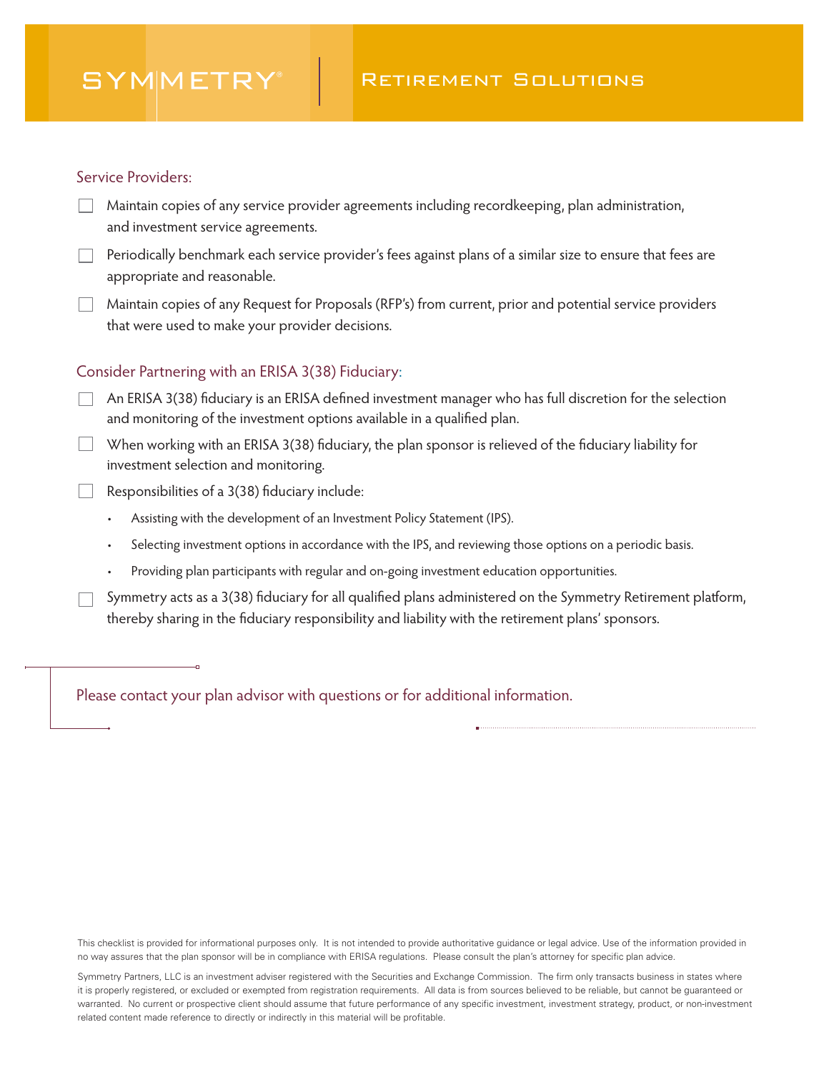## Service Providers:

- ☐ Maintain copies of any service provider agreements including recordkeeping, plan administration, and investment service agreements.
- ☐ Periodically benchmark each service provider's fees against plans of a similar size to ensure that fees are appropriate and reasonable.
- ☐ Maintain copies of any Request for Proposals (RFP's) from current, prior and potential service providers that were used to make your provider decisions.

## Consider Partnering with an ERISA 3(38) Fiduciary:

- ☐ An ERISA 3(38) fiduciary is an ERISA defined investment manager who has full discretion for the selection and monitoring of the investment options available in a qualified plan.
- ☐ When working with an ERISA 3(38) fiduciary, the plan sponsor is relieved of the fiduciary liability for investment selection and monitoring.
- ☐ Responsibilities of a 3(38) fiduciary include:
  - Assisting with the development of an Investment Policy Statement (IPS).
  - Selecting investment options in accordance with the IPS, and reviewing those options on a periodic basis.
  - Providing plan participants with regular and on-going investment education opportunities.
- ☐ Symmetry acts as a 3(38) fiduciary for all qualified plans administered on the Symmetry Retirement platform, thereby sharing in the fiduciary responsibility and liability with the retirement plans' sponsors.

Please contact your plan advisor with questions or for additional information.

This checklist is provided for informational purposes only. It is not intended to provide authoritative guidance or legal advice. Use of the information provided in no way assures that the plan sponsor will be in compliance with ERISA regulations. Please consult the plan's attorney for specific plan advice.

Symmetry Partners, LLC is an investment adviser registered with the Securities and Exchange Commission. The firm only transacts business in states where it is properly registered, or excluded or exempted from registration requirements. All data is from sources believed to be reliable, but cannot be guaranteed or warranted. No current or prospective client should assume that future performance of any specific investment, investment strategy, product, or non-investment related content made reference to directly or indirectly in this material will be profitable.